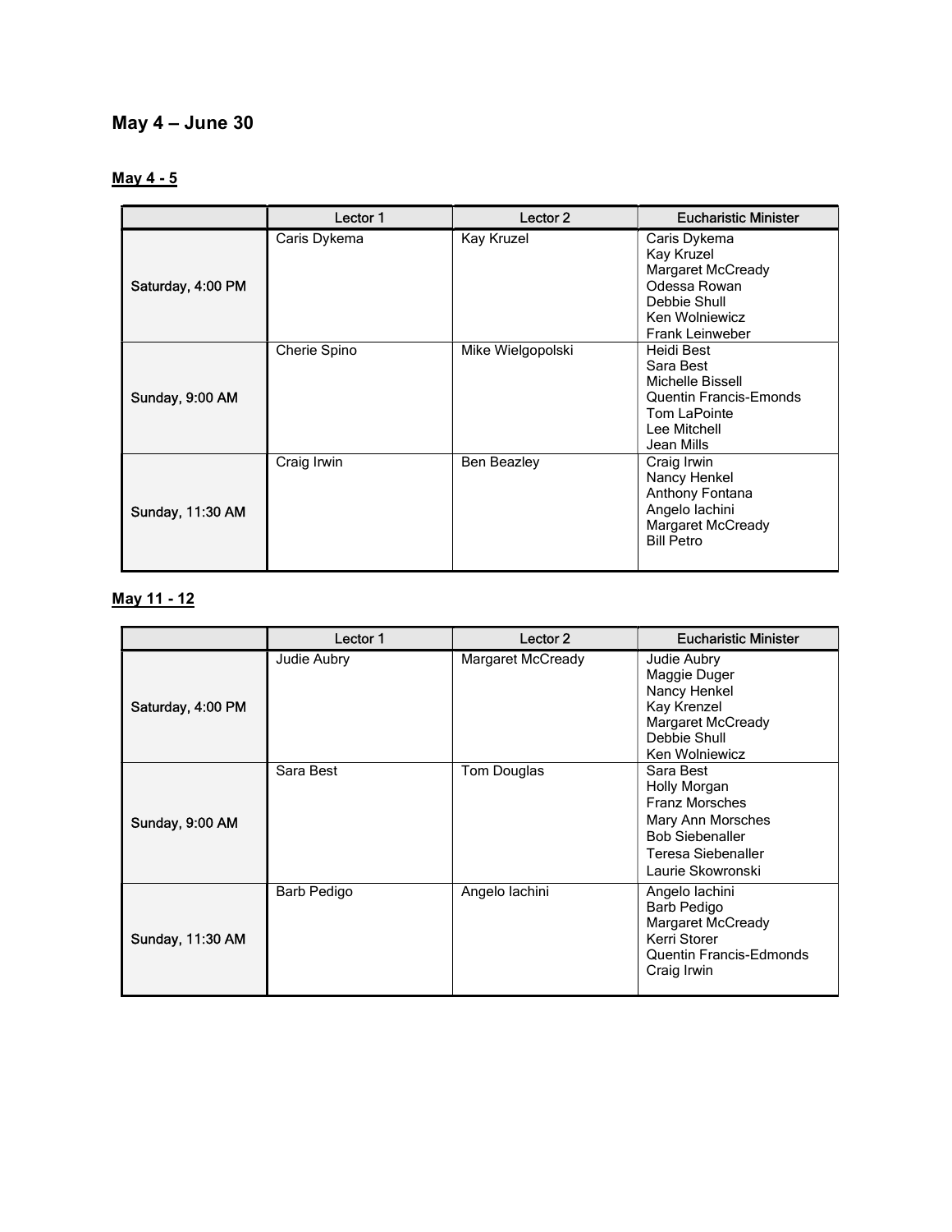# May 4 – June 30

## May 4 - 5

| | Lector 1 | Lector 2 | Eucharistic Minister |
|---|---|---|---|
| Saturday, 4:00 PM | Caris Dykema | Kay Kruzel | Caris Dykema<br>Kay Kruzel<br>Margaret McCready<br>Odessa Rowan<br>Debbie Shull<br>Ken Wolniewicz<br>Frank Leinweber |
| Sunday, 9:00 AM | Cherie Spino | Mike Wielgopolski | Heidi Best<br>Sara Best<br>Michelle Bissell<br>Quentin Francis-Emonds<br>Tom LaPointe<br>Lee Mitchell<br>Jean Mills |
| Sunday, 11:30 AM | Craig Irwin | Ben Beazley | Craig Irwin<br>Nancy Henkel<br>Anthony Fontana<br>Angelo Iachini<br>Margaret McCready<br>Bill Petro |

## May 11 - 12

| | Lector 1 | Lector 2 | Eucharistic Minister |
|---|---|---|---|
| Saturday, 4:00 PM | Judie Aubry | Margaret McCready | Judie Aubry<br>Maggie Duger<br>Nancy Henkel<br>Kay Krenzel<br>Margaret McCready<br>Debbie Shull<br>Ken Wolniewicz |
| Sunday, 9:00 AM | Sara Best | Tom Douglas | Sara Best<br>Holly Morgan<br>Franz Morsches<br>Mary Ann Morsches<br>Bob Siebenaller<br>Teresa Siebenaller<br>Laurie Skowronski |
| Sunday, 11:30 AM | Barb Pedigo | Angelo Iachini | Angelo Iachini<br>Barb Pedigo<br>Margaret McCready<br>Kerri Storer<br>Quentin Francis-Edmonds<br>Craig Irwin |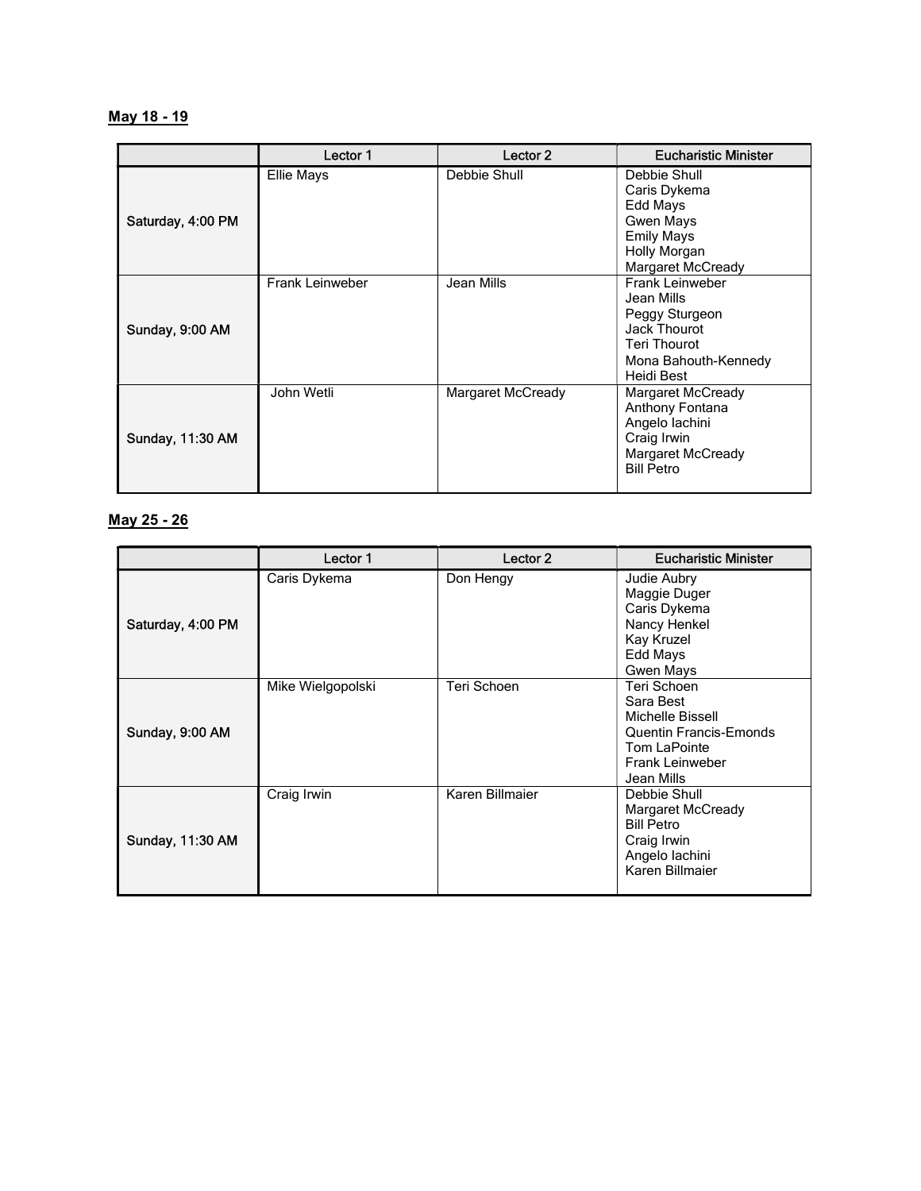**May 18 - 19**

| | Lector 1 | Lector 2 | Eucharistic Minister |
|---|---|---|---|
| Saturday, 4:00 PM | Ellie Mays | Debbie Shull | Debbie Shull<br>Caris Dykema<br>Edd Mays<br>Gwen Mays<br>Emily Mays<br>Holly Morgan<br>Margaret McCready |
| Sunday, 9:00 AM | Frank Leinweber | Jean Mills | Frank Leinweber<br>Jean Mills<br>Peggy Sturgeon<br>Jack Thourot<br>Teri Thourot<br>Mona Bahouth-Kennedy<br>Heidi Best |
| Sunday, 11:30 AM | John Wetli | Margaret McCready | Margaret McCready<br>Anthony Fontana<br>Angelo Iachini<br>Craig Irwin<br>Margaret McCready<br>Bill Petro |

**May 25 - 26**

| | Lector 1 | Lector 2 | Eucharistic Minister |
|---|---|---|---|
| Saturday, 4:00 PM | Caris Dykema | Don Hengy | Judie Aubry<br>Maggie Duger<br>Caris Dykema<br>Nancy Henkel<br>Kay Kruzel<br>Edd Mays<br>Gwen Mays |
| Sunday, 9:00 AM | Mike Wielgopolski | Teri Schoen | Teri Schoen<br>Sara Best<br>Michelle Bissell<br>Quentin Francis-Emonds<br>Tom LaPointe<br>Frank Leinweber<br>Jean Mills |
| Sunday, 11:30 AM | Craig Irwin | Karen Billmaier | Debbie Shull<br>Margaret McCready<br>Bill Petro<br>Craig Irwin<br>Angelo Iachini<br>Karen Billmaier |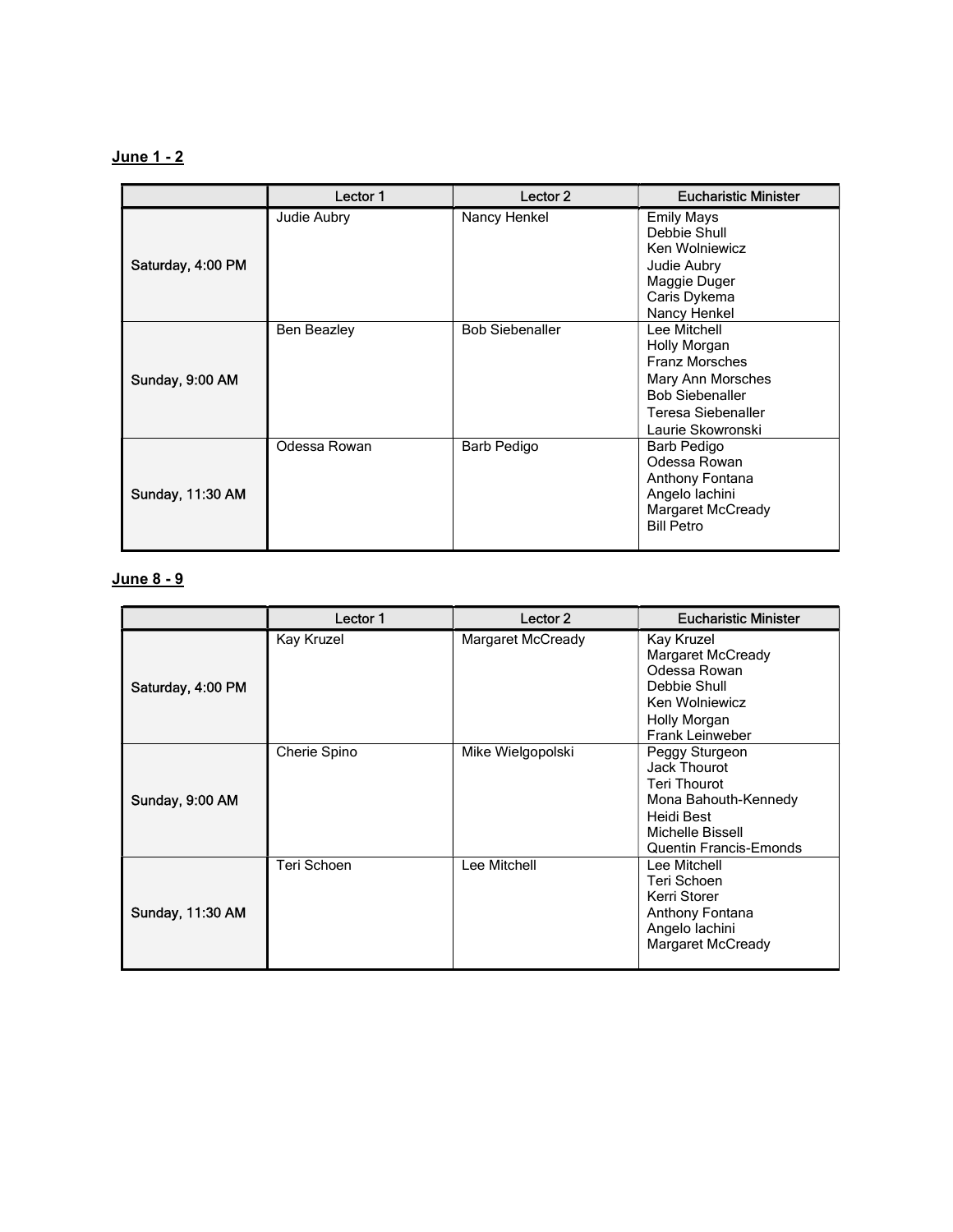**June 1 - 2**

| | Lector 1 | Lector 2 | Eucharistic Minister |
|---|---|---|---|
| Saturday, 4:00 PM | Judie Aubry | Nancy Henkel | Emily Mays<br>Debbie Shull<br>Ken Wolniewicz<br>Judie Aubry<br>Maggie Duger<br>Caris Dykema<br>Nancy Henkel |
| Sunday, 9:00 AM | Ben Beazley | Bob Siebenaller | Lee Mitchell<br>Holly Morgan<br>Franz Morsches<br>Mary Ann Morsches<br>Bob Siebenaller<br>Teresa Siebenaller<br>Laurie Skowronski |
| Sunday, 11:30 AM | Odessa Rowan | Barb Pedigo | Barb Pedigo<br>Odessa Rowan<br>Anthony Fontana<br>Angelo Iachini<br>Margaret McCready<br>Bill Petro |

**June 8 - 9**

| | Lector 1 | Lector 2 | Eucharistic Minister |
|---|---|---|---|
| Saturday, 4:00 PM | Kay Kruzel | Margaret McCready | Kay Kruzel<br>Margaret McCready<br>Odessa Rowan<br>Debbie Shull<br>Ken Wolniewicz<br>Holly Morgan<br>Frank Leinweber |
| Sunday, 9:00 AM | Cherie Spino | Mike Wielgopolski | Peggy Sturgeon<br>Jack Thourot<br>Teri Thourot<br>Mona Bahouth-Kennedy<br>Heidi Best<br>Michelle Bissell<br>Quentin Francis-Emonds |
| Sunday, 11:30 AM | Teri Schoen | Lee Mitchell | Lee Mitchell<br>Teri Schoen<br>Kerri Storer<br>Anthony Fontana<br>Angelo Iachini<br>Margaret McCready |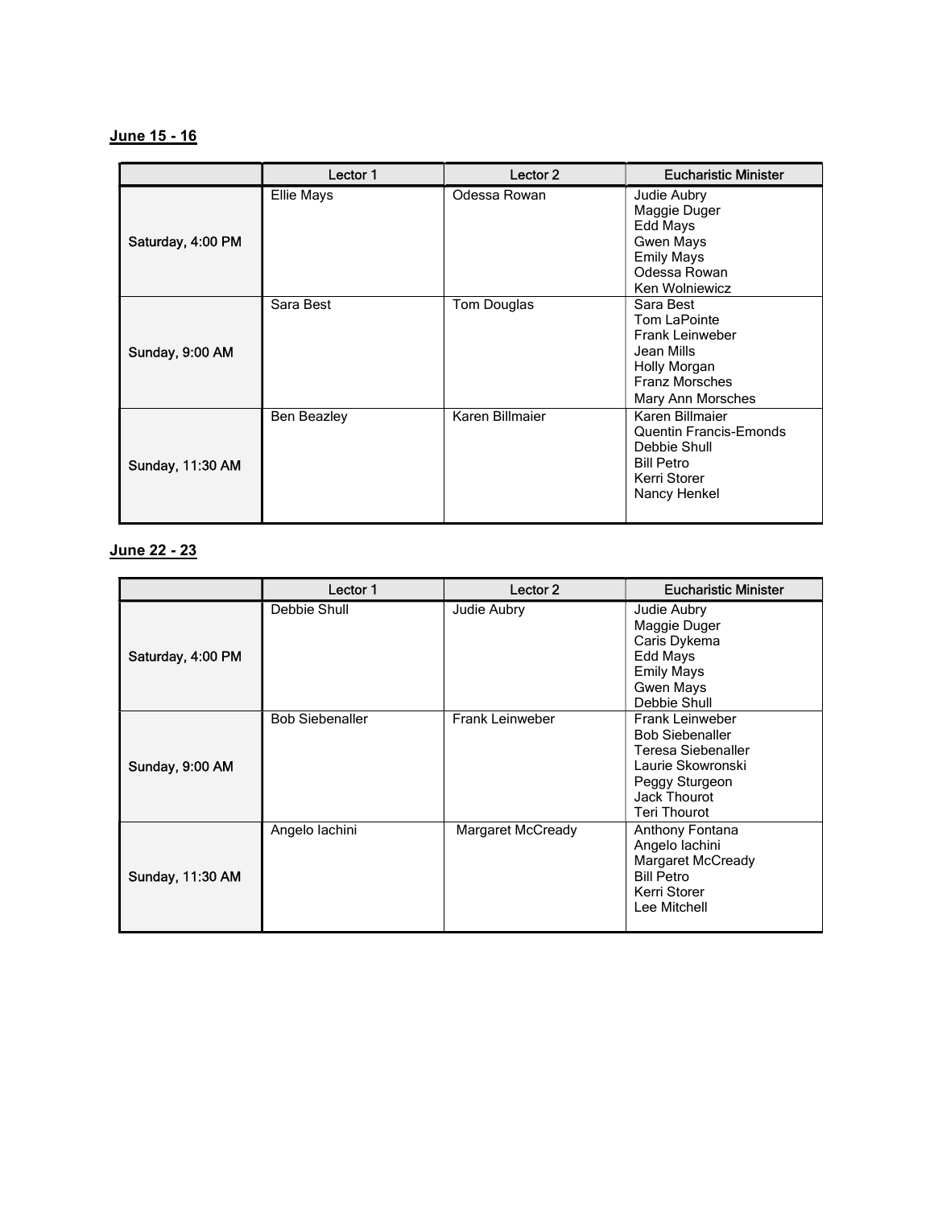**June 15 - 16**

| | Lector 1 | Lector 2 | Eucharistic Minister |
|---|---|---|---|
| Saturday, 4:00 PM | Ellie Mays | Odessa Rowan | Judie Aubry<br>Maggie Duger<br>Edd Mays<br>Gwen Mays<br>Emily Mays<br>Odessa Rowan<br>Ken Wolniewicz |
| Sunday, 9:00 AM | Sara Best | Tom Douglas | Sara Best<br>Tom LaPointe<br>Frank Leinweber<br>Jean Mills<br>Holly Morgan<br>Franz Morsches<br>Mary Ann Morsches |
| Sunday, 11:30 AM | Ben Beazley | Karen Billmaier | Karen Billmaier<br>Quentin Francis-Emonds<br>Debbie Shull<br>Bill Petro<br>Kerri Storer<br>Nancy Henkel |

**June 22 - 23**

| | Lector 1 | Lector 2 | Eucharistic Minister |
|---|---|---|---|
| Saturday, 4:00 PM | Debbie Shull | Judie Aubry | Judie Aubry<br>Maggie Duger<br>Caris Dykema<br>Edd Mays<br>Emily Mays<br>Gwen Mays<br>Debbie Shull |
| Sunday, 9:00 AM | Bob Siebenaller | Frank Leinweber | Frank Leinweber<br>Bob Siebenaller<br>Teresa Siebenaller<br>Laurie Skowronski<br>Peggy Sturgeon<br>Jack Thourot<br>Teri Thourot |
| Sunday, 11:30 AM | Angelo Iachini | Margaret McCready | Anthony Fontana<br>Angelo Iachini<br>Margaret McCready<br>Bill Petro<br>Kerri Storer<br>Lee Mitchell |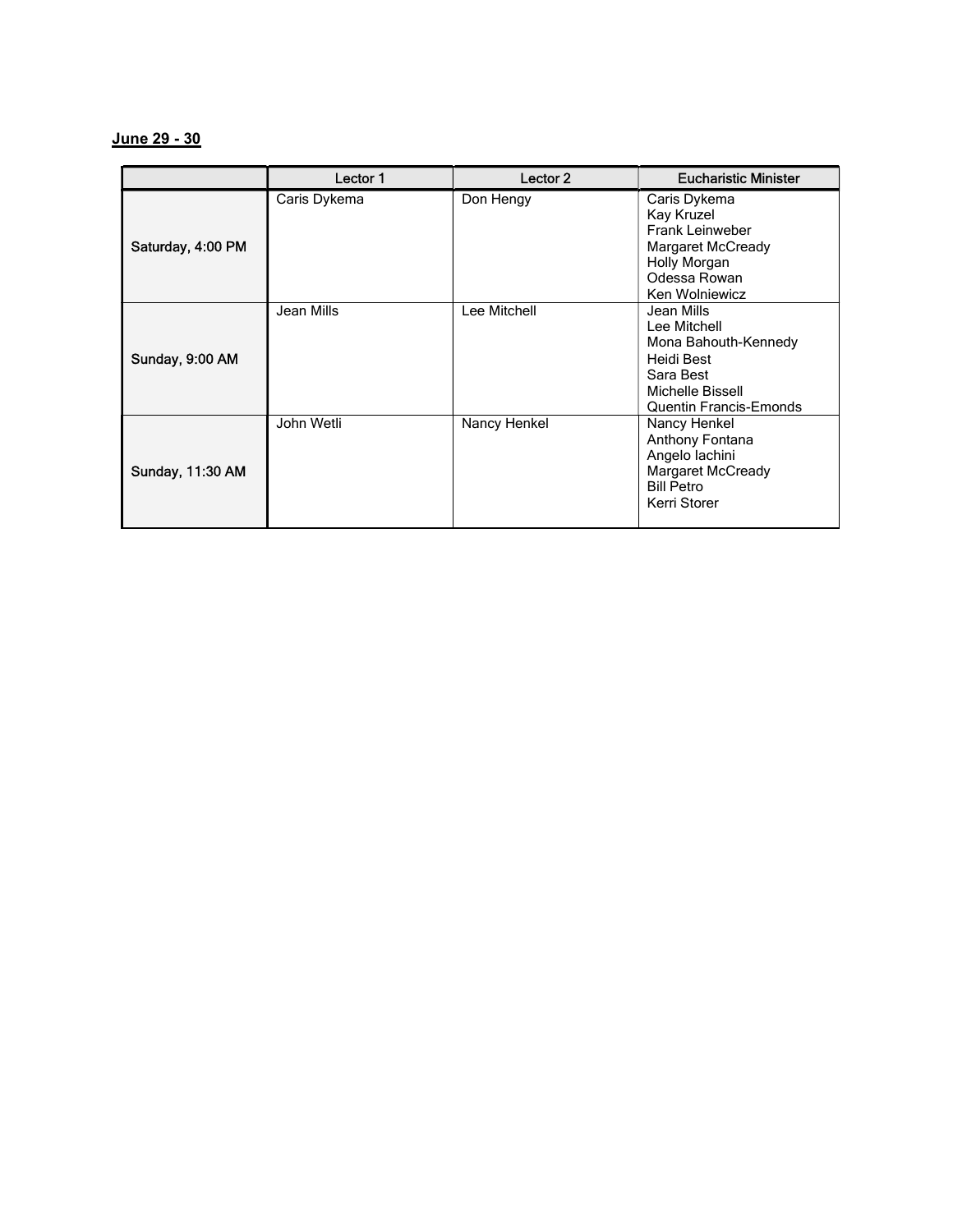**June 29 - 30**

| | Lector 1 | Lector 2 | Eucharistic Minister |
|---|---|---|---|
| Saturday, 4:00 PM | Caris Dykema | Don Hengy | Caris Dykema<br>Kay Kruzel<br>Frank Leinweber<br>Margaret McCready<br>Holly Morgan<br>Odessa Rowan<br>Ken Wolniewicz |
| Sunday, 9:00 AM | Jean Mills | Lee Mitchell | Jean Mills<br>Lee Mitchell<br>Mona Bahouth-Kennedy<br>Heidi Best<br>Sara Best<br>Michelle Bissell<br>Quentin Francis-Emonds |
| Sunday, 11:30 AM | John Wetli | Nancy Henkel | Nancy Henkel<br>Anthony Fontana<br>Angelo Iachini<br>Margaret McCready<br>Bill Petro<br>Kerri Storer |